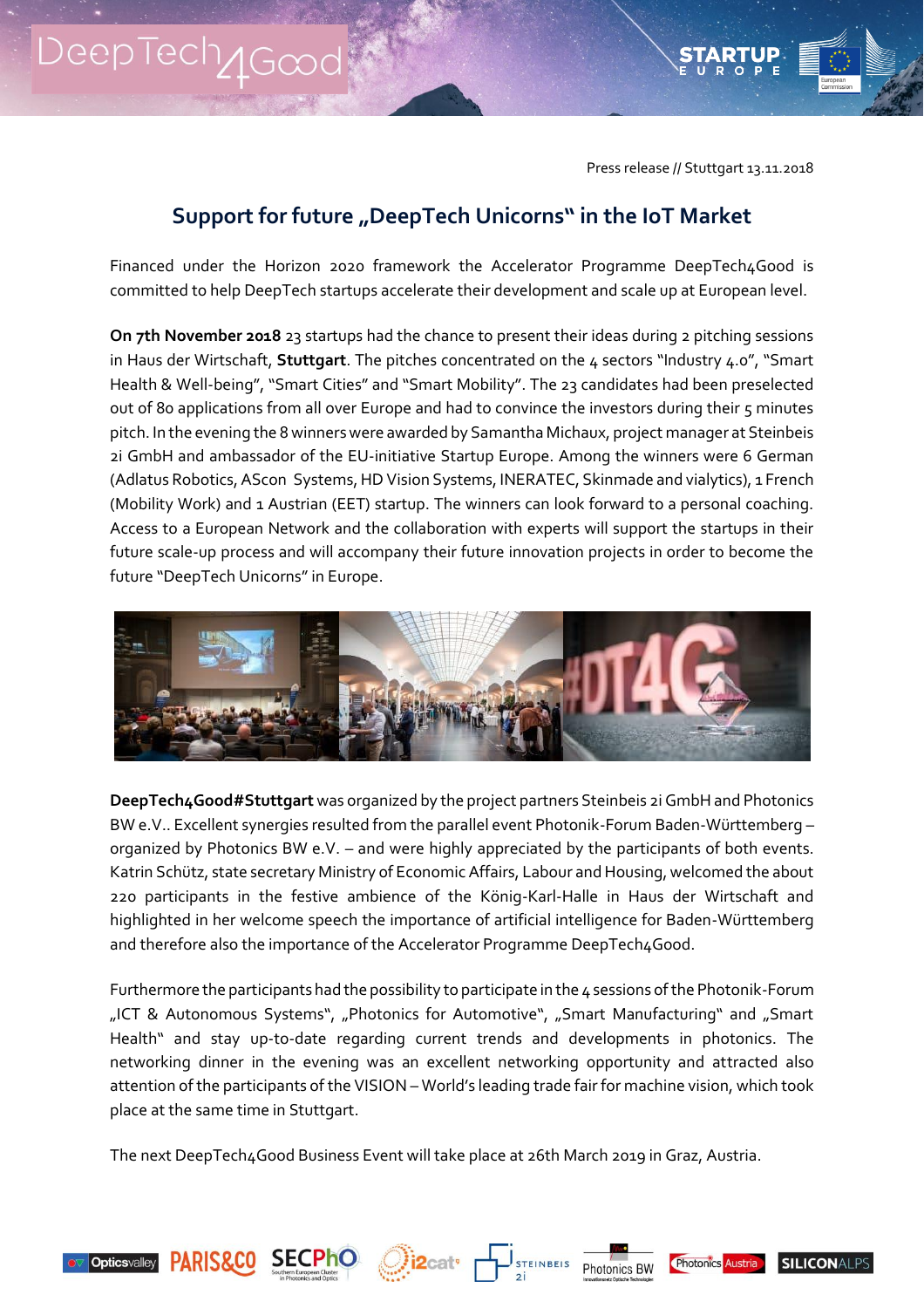Press release // Stuttgart 13.11.2018

# Support for future „DeepTech Unicorns" in the IoT Market

Financed under the Horizon 2020 framework the Accelerator Programme DeepTech4Good is committed to help DeepTech startups accelerate their development and scale up at European level.

**On 7th November 2018** 23 startups had the chance to present their ideas during 2 pitching sessions in Haus der Wirtschaft, **Stuttgart**. The pitches concentrated on the 4 sectors "Industry 4.0", "Smart Health & Well-being", "Smart Cities" and "Smart Mobility". The 23 candidates had been preselected out of 80 applications from all over Europe and had to convince the investors during their 5 minutes pitch. In the evening the 8 winners were awarded by Samantha Michaux, project manager at Steinbeis 2i GmbH and ambassador of the EU-initiative Startup Europe. Among the winners were 6 German (Adlatus Robotics, AScon Systems, HD Vision Systems, INERATEC, Skinmade and vialytics), 1 French (Mobility Work) and 1 Austrian (EET) startup. The winners can look forward to a personal coaching. Access to a European Network and the collaboration with experts will support the startups in their future scale-up process and will accompany their future innovation projects in order to become the future "DeepTech Unicorns" in Europe.

**DeepTech4Good#Stuttgart** was organized by the project partners Steinbeis 2i GmbH and Photonics BW e.V.. Excellent synergies resulted from the parallel event Photonik-Forum Baden-Württemberg – organized by Photonics BW e.V. – and were highly appreciated by the participants of both events. Katrin Schütz, state secretary Ministry of Economic Affairs, Labour and Housing, welcomed the about 220 participants in the festive ambience of the König-Karl-Halle in Haus der Wirtschaft and highlighted in her welcome speech the importance of artificial intelligence for Baden-Württemberg and therefore also the importance of the Accelerator Programme DeepTech4Good.

Furthermore the participants had the possibility to participate in the 4 sessions of the Photonik-Forum „ICT & Autonomous Systems", „Photonics for Automotive", „Smart Manufacturing" and „Smart Health" and stay up-to-date regarding current trends and developments in photonics. The networking dinner in the evening was an excellent networking opportunity and attracted also attention of the participants of the VISION – World's leading trade fair for machine vision, which took place at the same time in Stuttgart.

The next DeepTech4Good Business Event will take place at 26th March 2019 in Graz, Austria.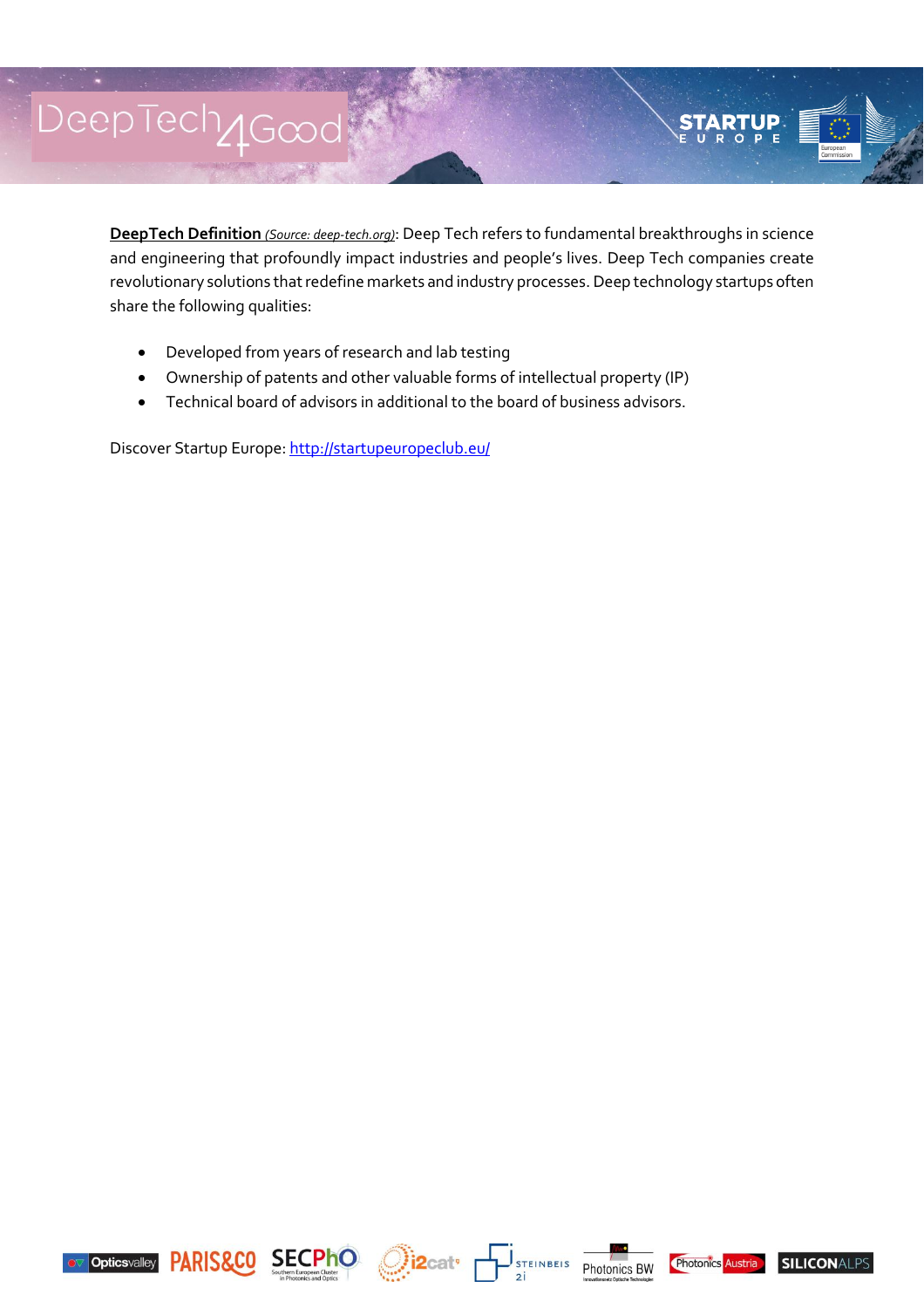**DeepTech Definition** *(Source: deep-tech.org)*: Deep Tech refers to fundamental breakthroughs in science and engineering that profoundly impact industries and people's lives. Deep Tech companies create revolutionary solutions that redefine markets and industry processes. Deep technology startups often share the following qualities:

- Developed from years of research and lab testing
- Ownership of patents and other valuable forms of intellectual property (IP)
- Technical board of advisors in additional to the board of business advisors.

Discover Startup Europe: http://startupeuropeclub.eu/